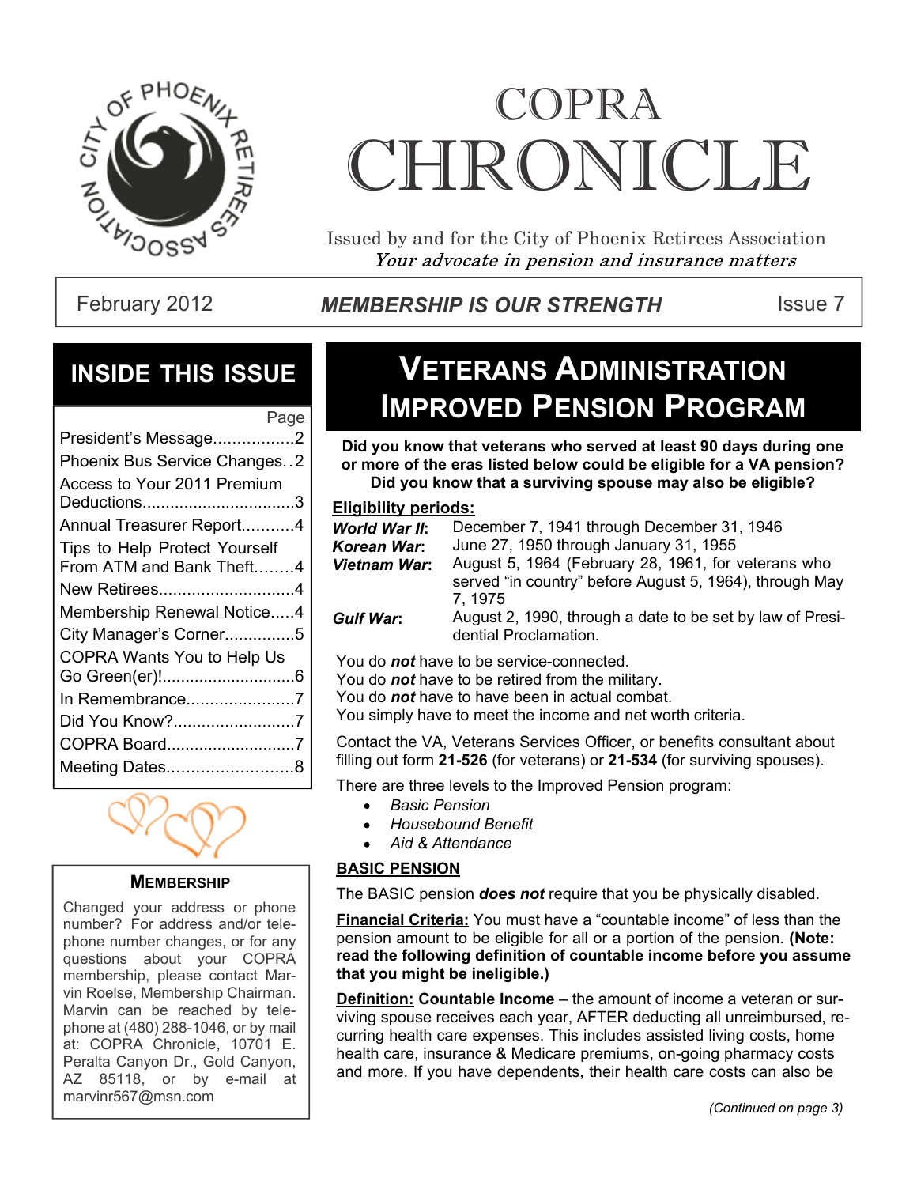# COPRA CHRONICLE

Issued by and for the City of Phoenix Retirees Association
*Your advocate in pension and insurance matters*

February 2012 — ***MEMBERSHIP IS OUR STRENGTH*** — Issue 7

## INSIDE THIS ISSUE

| | Page |
|---|---|
| President's Message | 2 |
| Phoenix Bus Service Changes | 2 |
| Access to Your 2011 Premium Deductions | 3 |
| Annual Treasurer Report | 4 |
| Tips to Help Protect Yourself From ATM and Bank Theft | 4 |
| New Retirees | 4 |
| Membership Renewal Notice | 4 |
| City Manager's Corner | 5 |
| COPRA Wants You to Help Us Go Green(er)! | 6 |
| In Remembrance | 7 |
| Did You Know? | 7 |
| COPRA Board | 7 |
| Meeting Dates | 8 |

### MEMBERSHIP

Changed your address or phone number? For address and/or telephone number changes, or for any questions about your COPRA membership, please contact Marvin Roelse, Membership Chairman. Marvin can be reached by telephone at (480) 288-1046, or by mail at: COPRA Chronicle, 10701 E. Peralta Canyon Dr., Gold Canyon, AZ 85118, or by e-mail at marvinr567@msn.com

## VETERANS ADMINISTRATION IMPROVED PENSION PROGRAM

**Did you know that veterans who served at least 90 days during one or more of the eras listed below could be eligible for a VA pension? Did you know that a surviving spouse may also be eligible?**

**Eligibility periods:**

***World War II*:** December 7, 1941 through December 31, 1946

***Korean War*:** June 27, 1950 through January 31, 1955

***Vietnam War*:** August 5, 1964 (February 28, 1961, for veterans who served "in country" before August 5, 1964), through May 7, 1975

***Gulf War*:** August 2, 1990, through a date to be set by law of Presidential Proclamation.

You do ***not*** have to be service-connected.
You do ***not*** have to be retired from the military.
You do ***not*** have to have been in actual combat.
You simply have to meet the income and net worth criteria.

Contact the VA, Veterans Services Officer, or benefits consultant about filling out form **21-526** (for veterans) or **21-534** (for surviving spouses).

There are three levels to the Improved Pension program:

- *Basic Pension*
- *Housebound Benefit*
- *Aid & Attendance*

**BASIC PENSION**

The BASIC pension ***does not*** require that you be physically disabled.

**Financial Criteria:** You must have a "countable income" of less than the pension amount to be eligible for all or a portion of the pension. **(Note: read the following definition of countable income before you assume that you might be ineligible.)**

**Definition: Countable Income** – the amount of income a veteran or surviving spouse receives each year, AFTER deducting all unreimbursed, recurring health care expenses. This includes assisted living costs, home health care, insurance & Medicare premiums, on-going pharmacy costs and more. If you have dependents, their health care costs can also be

*(Continued on page 3)*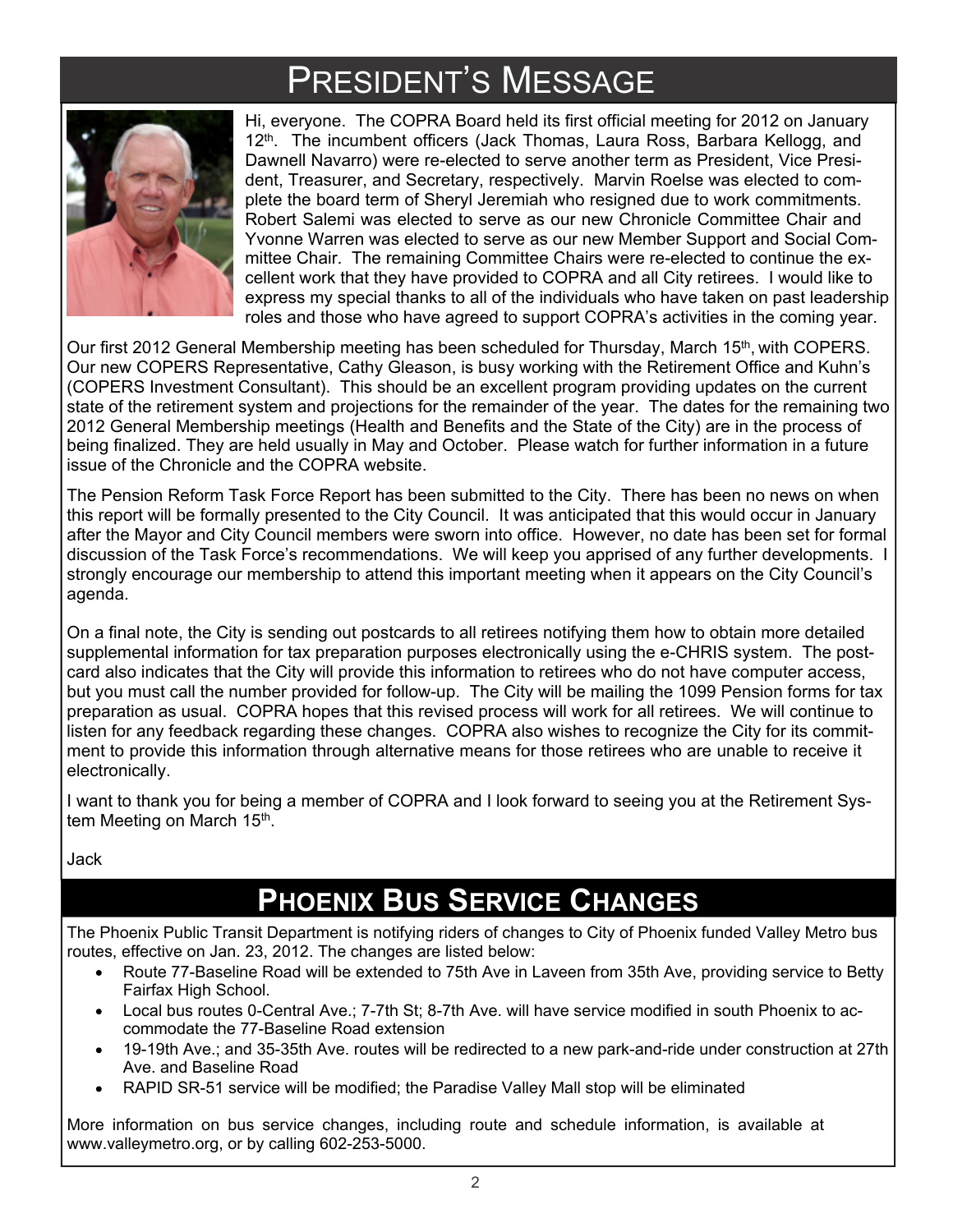# President's Message

Hi, everyone. The COPRA Board held its first official meeting for 2012 on January 12th. The incumbent officers (Jack Thomas, Laura Ross, Barbara Kellogg, and Dawnell Navarro) were re-elected to serve another term as President, Vice President, Treasurer, and Secretary, respectively. Marvin Roelse was elected to complete the board term of Sheryl Jeremiah who resigned due to work commitments. Robert Salemi was elected to serve as our new Chronicle Committee Chair and Yvonne Warren was elected to serve as our new Member Support and Social Committee Chair. The remaining Committee Chairs were re-elected to continue the excellent work that they have provided to COPRA and all City retirees. I would like to express my special thanks to all of the individuals who have taken on past leadership roles and those who have agreed to support COPRA's activities in the coming year.

Our first 2012 General Membership meeting has been scheduled for Thursday, March 15th, with COPERS. Our new COPERS Representative, Cathy Gleason, is busy working with the Retirement Office and Kuhn's (COPERS Investment Consultant). This should be an excellent program providing updates on the current state of the retirement system and projections for the remainder of the year. The dates for the remaining two 2012 General Membership meetings (Health and Benefits and the State of the City) are in the process of being finalized. They are held usually in May and October. Please watch for further information in a future issue of the Chronicle and the COPRA website.

The Pension Reform Task Force Report has been submitted to the City. There has been no news on when this report will be formally presented to the City Council. It was anticipated that this would occur in January after the Mayor and City Council members were sworn into office. However, no date has been set for formal discussion of the Task Force's recommendations. We will keep you apprised of any further developments. I strongly encourage our membership to attend this important meeting when it appears on the City Council's agenda.

On a final note, the City is sending out postcards to all retirees notifying them how to obtain more detailed supplemental information for tax preparation purposes electronically using the e-CHRIS system. The postcard also indicates that the City will provide this information to retirees who do not have computer access, but you must call the number provided for follow-up. The City will be mailing the 1099 Pension forms for tax preparation as usual. COPRA hopes that this revised process will work for all retirees. We will continue to listen for any feedback regarding these changes. COPRA also wishes to recognize the City for its commitment to provide this information through alternative means for those retirees who are unable to receive it electronically.

I want to thank you for being a member of COPRA and I look forward to seeing you at the Retirement System Meeting on March 15th.

Jack

# Phoenix Bus Service Changes

The Phoenix Public Transit Department is notifying riders of changes to City of Phoenix funded Valley Metro bus routes, effective on Jan. 23, 2012. The changes are listed below:

- Route 77-Baseline Road will be extended to 75th Ave in Laveen from 35th Ave, providing service to Betty Fairfax High School.
- Local bus routes 0-Central Ave.; 7-7th St; 8-7th Ave. will have service modified in south Phoenix to accommodate the 77-Baseline Road extension
- 19-19th Ave.; and 35-35th Ave. routes will be redirected to a new park-and-ride under construction at 27th Ave. and Baseline Road
- RAPID SR-51 service will be modified; the Paradise Valley Mall stop will be eliminated

More information on bus service changes, including route and schedule information, is available at www.valleymetro.org, or by calling 602-253-5000.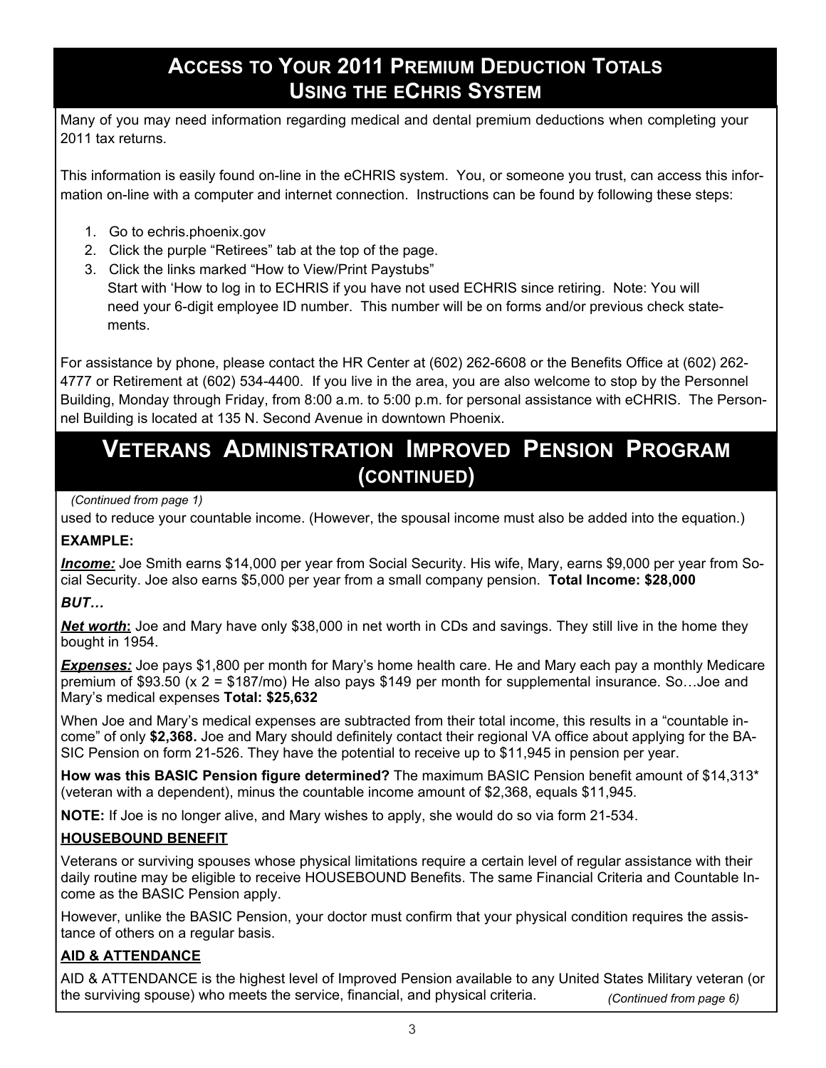## Access to Your 2011 Premium Deduction Totals Using the eChris System

Many of you may need information regarding medical and dental premium deductions when completing your 2011 tax returns.

This information is easily found on-line in the eCHRIS system. You, or someone you trust, can access this information on-line with a computer and internet connection. Instructions can be found by following these steps:

1. Go to echris.phoenix.gov
2. Click the purple "Retirees" tab at the top of the page.
3. Click the links marked "How to View/Print Paystubs"
   Start with 'How to log in to ECHRIS if you have not used ECHRIS since retiring. Note: You will need your 6-digit employee ID number. This number will be on forms and/or previous check statements.

For assistance by phone, please contact the HR Center at (602) 262-6608 or the Benefits Office at (602) 262-4777 or Retirement at (602) 534-4400. If you live in the area, you are also welcome to stop by the Personnel Building, Monday through Friday, from 8:00 a.m. to 5:00 p.m. for personal assistance with eCHRIS. The Personnel Building is located at 135 N. Second Avenue in downtown Phoenix.

## Veterans Administration Improved Pension Program (continued)

*(Continued from page 1)*

used to reduce your countable income. (However, the spousal income must also be added into the equation.)

**EXAMPLE:**

***Income:*** Joe Smith earns $14,000 per year from Social Security. His wife, Mary, earns $9,000 per year from Social Security. Joe also earns $5,000 per year from a small company pension. **Total Income: $28,000**

***BUT…***

***Net worth*:** Joe and Mary have only $38,000 in net worth in CDs and savings. They still live in the home they bought in 1954.

***Expenses:*** Joe pays $1,800 per month for Mary's home health care. He and Mary each pay a monthly Medicare premium of $93.50 (x 2 = $187/mo) He also pays $149 per month for supplemental insurance. So…Joe and Mary's medical expenses **Total: $25,632**

When Joe and Mary's medical expenses are subtracted from their total income, this results in a "countable income" of only **$2,368.** Joe and Mary should definitely contact their regional VA office about applying for the BASIC Pension on form 21-526. They have the potential to receive up to $11,945 in pension per year.

**How was this BASIC Pension figure determined?** The maximum BASIC Pension benefit amount of $14,313* (veteran with a dependent), minus the countable income amount of $2,368, equals $11,945.

**NOTE:** If Joe is no longer alive, and Mary wishes to apply, she would do so via form 21-534.

### HOUSEBOUND BENEFIT

Veterans or surviving spouses whose physical limitations require a certain level of regular assistance with their daily routine may be eligible to receive HOUSEBOUND Benefits. The same Financial Criteria and Countable Income as the BASIC Pension apply.

However, unlike the BASIC Pension, your doctor must confirm that your physical condition requires the assistance of others on a regular basis.

### AID & ATTENDANCE

AID & ATTENDANCE is the highest level of Improved Pension available to any United States Military veteran (or the surviving spouse) who meets the service, financial, and physical criteria.

*(Continued from page 6)*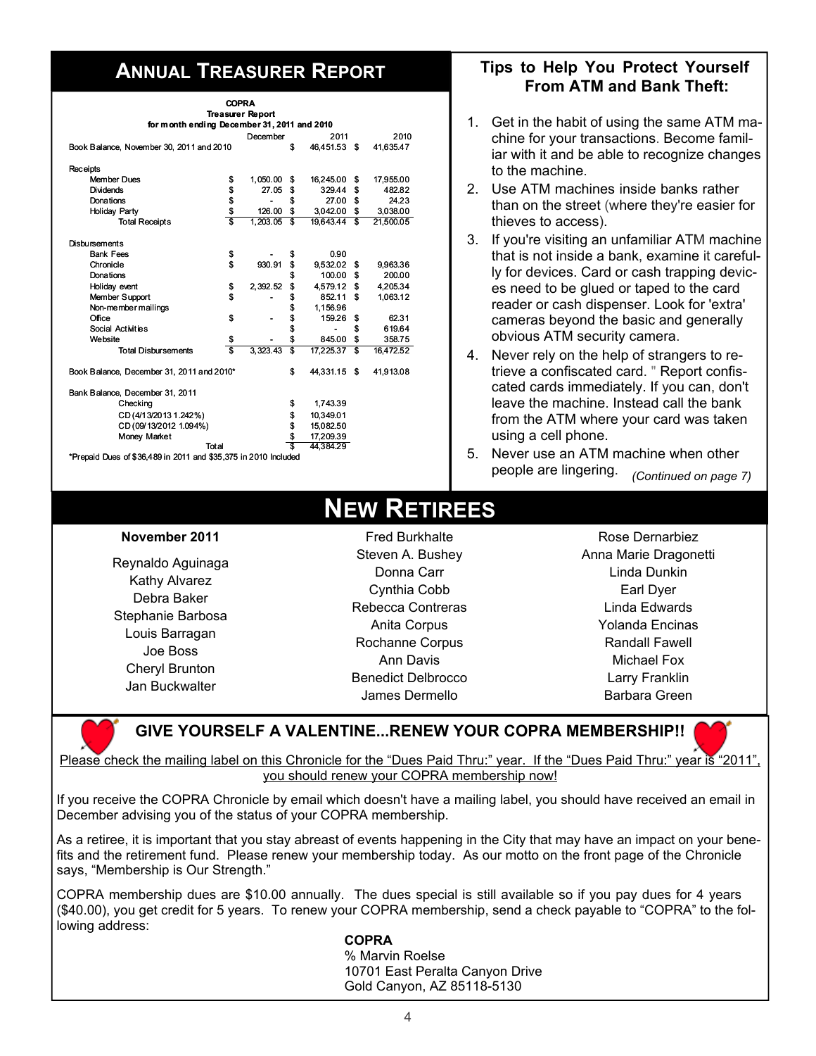## Annual Treasurer Report

**COPRA**
**Treasurer Report**
**for month ending December 31, 2011 and 2010**

| | December | 2011 | 2010 |
|---|---|---|---|
| Book Balance, November 30, 2011 and 2010 | | $ 46,451.53 | $ 41,635.47 |
| **Receipts** | | | |
| Member Dues | $ 1,050.00 | $ 16,245.00 | $ 17,955.00 |
| Dividends | $ 27.05 | $ 329.44 | $ 482.82 |
| Donations | $ - | $ 27.00 | $ 24.23 |
| Holiday Party | $ 126.00 | $ 3,042.00 | $ 3,038.00 |
| Total Receipts | $ 1,203.05 | $ 19,643.44 | $ 21,500.05 |
| **Disbursements** | | | |
| Bank Fees | $ - | $ 0.90 | |
| Chronicle | $ 930.91 | $ 9,532.02 | $ 9,963.36 |
| Donations | | $ 100.00 | $ 200.00 |
| Holiday event | $ 2,392.52 | $ 4,579.12 | $ 4,205.34 |
| Member Support | $ - | $ 852.11 | $ 1,063.12 |
| Non-member mailings | | $ 1,156.96 | |
| Office | $ - | $ 159.26 | $ 62.31 |
| Social Activities | | $ - | $ 619.64 |
| Website | $ - | $ 845.00 | $ 358.75 |
| Total Disbursements | $ 3,323.43 | $ 17,225.37 | $ 16,472.52 |
| Book Balance, December 31, 2011 and 2010* | | $ 44,331.15 | $ 41,913.08 |
| Bank Balance, December 31, 2011 | | | |
| Checking | | $ 1,743.39 | |
| CD (4/13/2013 1.242%) | | $ 10,349.01 | |
| CD (09/13/2012 1.094%) | | $ 15,082.50 | |
| Money Market | | $ 17,209.39 | |
| Total | | $ 44,384.29 | |

*Prepaid Dues of $36,489 in 2011 and $35,375 in 2010 Included

## Tips to Help You Protect Yourself From ATM and Bank Theft:

1. Get in the habit of using the same ATM machine for your transactions. Become familiar with it and be able to recognize changes to the machine.
2. Use ATM machines inside banks rather than on the street (where they're easier for thieves to access).
3. If you're visiting an unfamiliar ATM machine that is not inside a bank, examine it carefully for devices. Card or cash trapping devices need to be glued or taped to the card reader or cash dispenser. Look for 'extra' cameras beyond the basic and generally obvious ATM security camera.
4. Never rely on the help of strangers to retrieve a confiscated card. " Report confiscated cards immediately. If you can, don't leave the machine. Instead call the bank from the ATM where your card was taken using a cell phone.
5. Never use an ATM machine when other people are lingering. *(Continued on page 7)*

## New Retirees

**November 2011**

Reynaldo Aguinaga
Kathy Alvarez
Debra Baker
Stephanie Barbosa
Louis Barragan
Joe Boss
Cheryl Brunton
Jan Buckwalter
Fred Burkhalte
Steven A. Bushey
Donna Carr
Cynthia Cobb
Rebecca Contreras
Anita Corpus
Rochanne Corpus
Ann Davis
Benedict Delbrocco
James Dermello
Rose Dernarbiez
Anna Marie Dragonetti
Linda Dunkin
Earl Dyer
Linda Edwards
Yolanda Encinas
Randall Fawell
Michael Fox
Larry Franklin
Barbara Green

### GIVE YOURSELF A VALENTINE...RENEW YOUR COPRA MEMBERSHIP!!

Please check the mailing label on this Chronicle for the "Dues Paid Thru:" year. If the "Dues Paid Thru:" year is "2011", you should renew your COPRA membership now!

If you receive the COPRA Chronicle by email which doesn't have a mailing label, you should have received an email in December advising you of the status of your COPRA membership.

As a retiree, it is important that you stay abreast of events happening in the City that may have an impact on your benefits and the retirement fund. Please renew your membership today. As our motto on the front page of the Chronicle says, "Membership is Our Strength."

COPRA membership dues are $10.00 annually. The dues special is still available so if you pay dues for 4 years ($40.00), you get credit for 5 years. To renew your COPRA membership, send a check payable to "COPRA" to the following address:

**COPRA**
% Marvin Roelse
10701 East Peralta Canyon Drive
Gold Canyon, AZ 85118-5130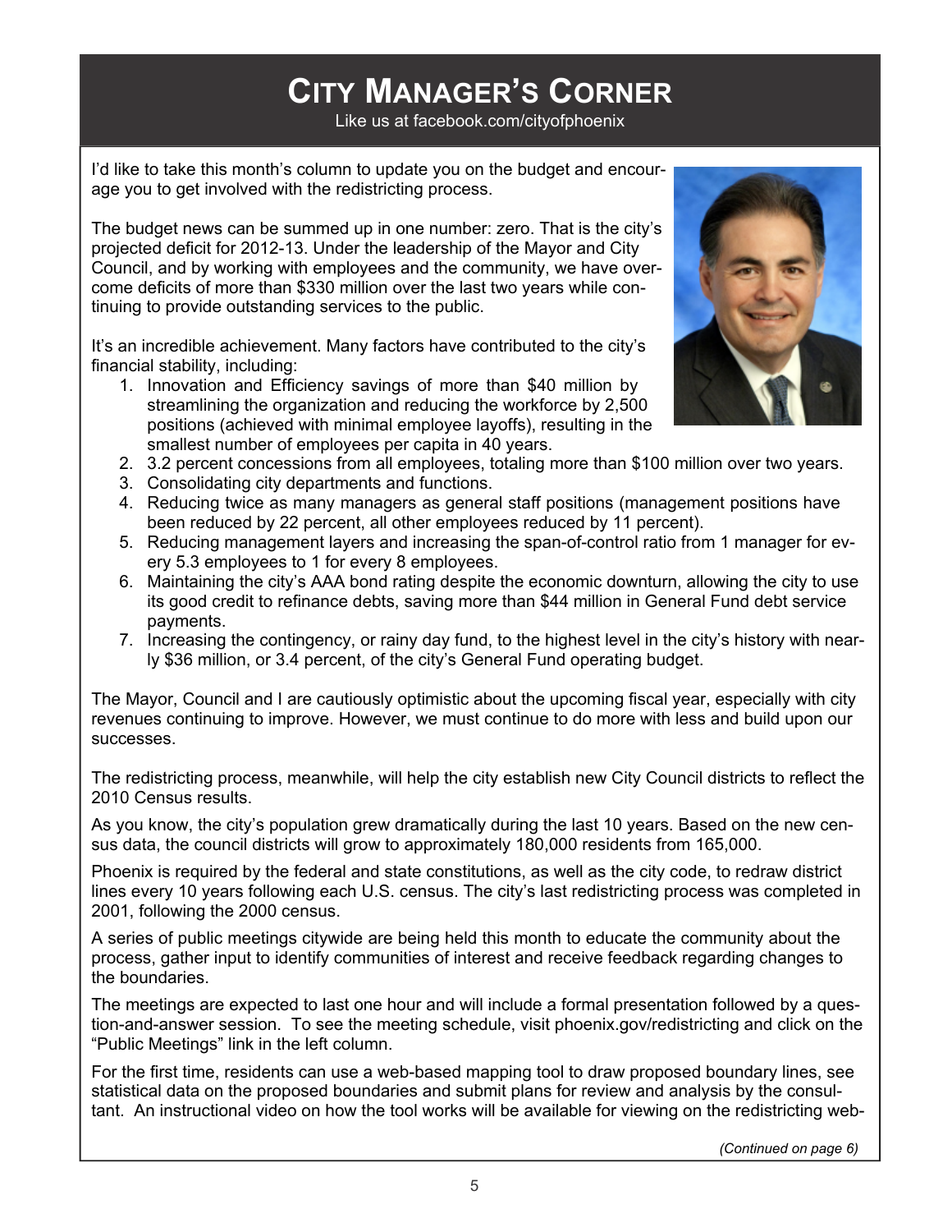# City Manager's Corner

Like us at facebook.com/cityofphoenix

I'd like to take this month's column to update you on the budget and encourage you to get involved with the redistricting process.

The budget news can be summed up in one number: zero. That is the city's projected deficit for 2012-13. Under the leadership of the Mayor and City Council, and by working with employees and the community, we have overcome deficits of more than $330 million over the last two years while continuing to provide outstanding services to the public.

It's an incredible achievement. Many factors have contributed to the city's financial stability, including:

1. Innovation and Efficiency savings of more than $40 million by streamlining the organization and reducing the workforce by 2,500 positions (achieved with minimal employee layoffs), resulting in the smallest number of employees per capita in 40 years.
2. 3.2 percent concessions from all employees, totaling more than $100 million over two years.
3. Consolidating city departments and functions.
4. Reducing twice as many managers as general staff positions (management positions have been reduced by 22 percent, all other employees reduced by 11 percent).
5. Reducing management layers and increasing the span-of-control ratio from 1 manager for every 5.3 employees to 1 for every 8 employees.
6. Maintaining the city's AAA bond rating despite the economic downturn, allowing the city to use its good credit to refinance debts, saving more than $44 million in General Fund debt service payments.
7. Increasing the contingency, or rainy day fund, to the highest level in the city's history with nearly $36 million, or 3.4 percent, of the city's General Fund operating budget.

The Mayor, Council and I are cautiously optimistic about the upcoming fiscal year, especially with city revenues continuing to improve. However, we must continue to do more with less and build upon our successes.

The redistricting process, meanwhile, will help the city establish new City Council districts to reflect the 2010 Census results.

As you know, the city's population grew dramatically during the last 10 years. Based on the new census data, the council districts will grow to approximately 180,000 residents from 165,000.

Phoenix is required by the federal and state constitutions, as well as the city code, to redraw district lines every 10 years following each U.S. census. The city's last redistricting process was completed in 2001, following the 2000 census.

A series of public meetings citywide are being held this month to educate the community about the process, gather input to identify communities of interest and receive feedback regarding changes to the boundaries.

The meetings are expected to last one hour and will include a formal presentation followed by a question-and-answer session. To see the meeting schedule, visit phoenix.gov/redistricting and click on the "Public Meetings" link in the left column.

For the first time, residents can use a web-based mapping tool to draw proposed boundary lines, see statistical data on the proposed boundaries and submit plans for review and analysis by the consultant. An instructional video on how the tool works will be available for viewing on the redistricting web-

*(Continued on page 6)*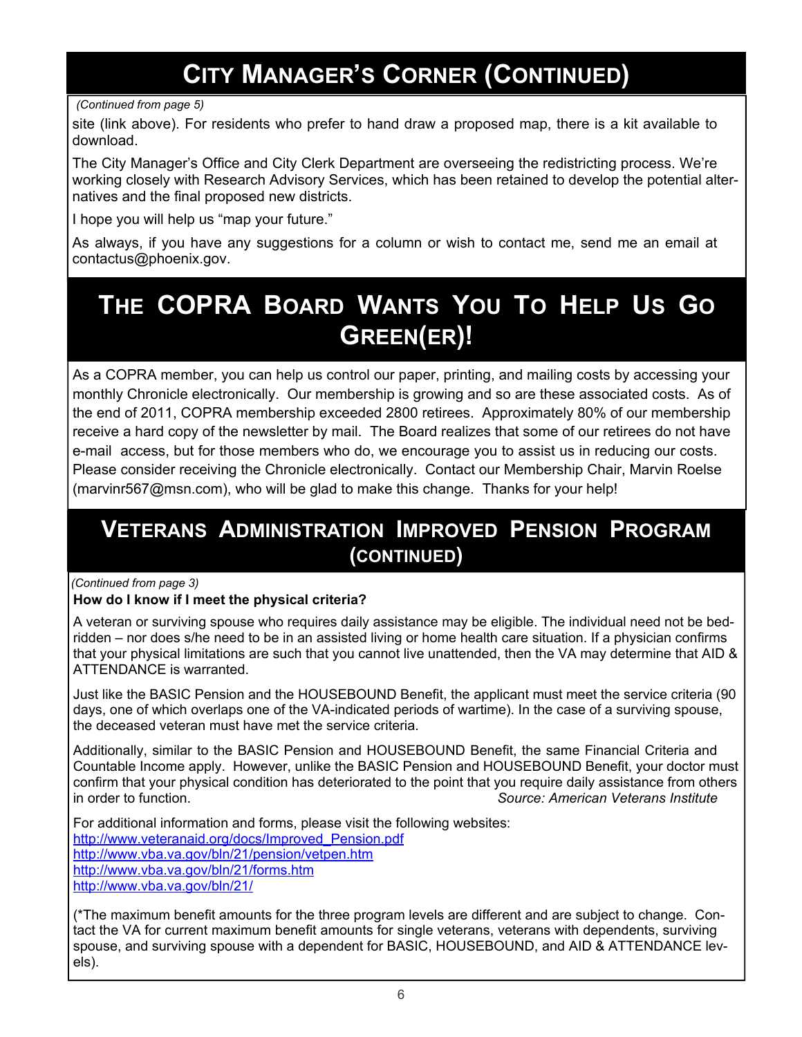# City Manager's Corner (Continued)

*(Continued from page 5)*

site (link above). For residents who prefer to hand draw a proposed map, there is a kit available to download.

The City Manager's Office and City Clerk Department are overseeing the redistricting process. We're working closely with Research Advisory Services, which has been retained to develop the potential alternatives and the final proposed new districts.

I hope you will help us "map your future."

As always, if you have any suggestions for a column or wish to contact me, send me an email at contactus@phoenix.gov.

# The COPRA Board Wants You To Help Us Go Green(er)!

As a COPRA member, you can help us control our paper, printing, and mailing costs by accessing your monthly Chronicle electronically. Our membership is growing and so are these associated costs. As of the end of 2011, COPRA membership exceeded 2800 retirees. Approximately 80% of our membership receive a hard copy of the newsletter by mail. The Board realizes that some of our retirees do not have e-mail access, but for those members who do, we encourage you to assist us in reducing our costs. Please consider receiving the Chronicle electronically. Contact our Membership Chair, Marvin Roelse (marvinr567@msn.com), who will be glad to make this change. Thanks for your help!

# Veterans Administration Improved Pension Program (continued)

*(Continued from page 3)*

**How do I know if I meet the physical criteria?**

A veteran or surviving spouse who requires daily assistance may be eligible. The individual need not be bedridden – nor does s/he need to be in an assisted living or home health care situation. If a physician confirms that your physical limitations are such that you cannot live unattended, then the VA may determine that AID & ATTENDANCE is warranted.

Just like the BASIC Pension and the HOUSEBOUND Benefit, the applicant must meet the service criteria (90 days, one of which overlaps one of the VA-indicated periods of wartime). In the case of a surviving spouse, the deceased veteran must have met the service criteria.

Additionally, similar to the BASIC Pension and HOUSEBOUND Benefit, the same Financial Criteria and Countable Income apply. However, unlike the BASIC Pension and HOUSEBOUND Benefit, your doctor must confirm that your physical condition has deteriorated to the point that you require daily assistance from others in order to function. *Source: American Veterans Institute*

For additional information and forms, please visit the following websites:
http://www.veteranaid.org/docs/Improved_Pension.pdf
http://www.vba.va.gov/bln/21/pension/vetpen.htm
http://www.vba.va.gov/bln/21/forms.htm
http://www.vba.va.gov/bln/21/

(*The maximum benefit amounts for the three program levels are different and are subject to change. Contact the VA for current maximum benefit amounts for single veterans, veterans with dependents, surviving spouse, and surviving spouse with a dependent for BASIC, HOUSEBOUND, and AID & ATTENDANCE levels).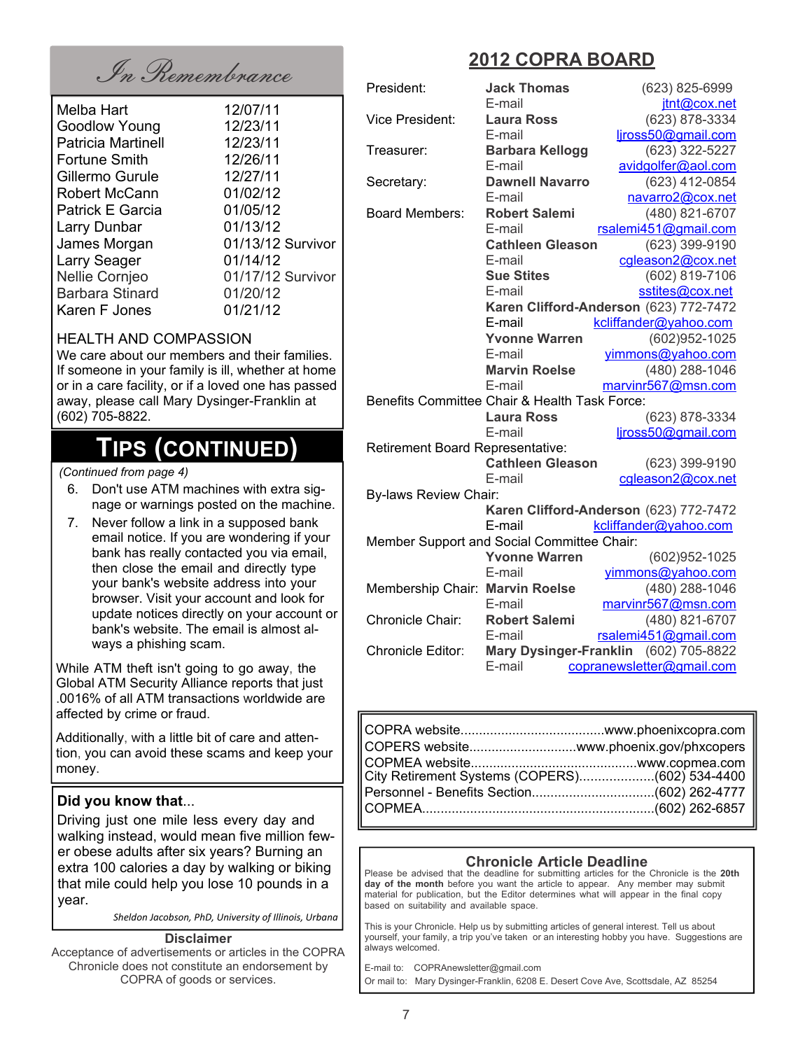## In Remembrance

| Name | Date |
|---|---|
| Melba Hart | 12/07/11 |
| Goodlow Young | 12/23/11 |
| Patricia Martinell | 12/23/11 |
| Fortune Smith | 12/26/11 |
| Gillermo Gurule | 12/27/11 |
| Robert McCann | 01/02/12 |
| Patrick E Garcia | 01/05/12 |
| Larry Dunbar | 01/13/12 |
| James Morgan | 01/13/12 Survivor |
| Larry Seager | 01/14/12 |
| Nellie Cornjeo | 01/17/12 Survivor |
| Barbara Stinard | 01/20/12 |
| Karen F Jones | 01/21/12 |

### HEALTH AND COMPASSION

We care about our members and their families. If someone in your family is ill, whether at home or in a care facility, or if a loved one has passed away, please call Mary Dysinger-Franklin at (602) 705-8822.

## TIPS (CONTINUED)

*(Continued from page 4)*

6. Don't use ATM machines with extra signage or warnings posted on the machine.
7. Never follow a link in a supposed bank email notice. If you are wondering if your bank has really contacted you via email, then close the email and directly type your bank's website address into your browser. Visit your account and look for update notices directly on your account or bank's website. The email is almost always a phishing scam.

While ATM theft isn't going to go away, the Global ATM Security Alliance reports that just .0016% of all ATM transactions worldwide are affected by crime or fraud.

Additionally, with a little bit of care and attention, you can avoid these scams and keep your money.

### Did you know that...

Driving just one mile less every day and walking instead, would mean five million fewer obese adults after six years? Burning an extra 100 calories a day by walking or biking that mile could help you lose 10 pounds in a year.

*Sheldon Jacobson, PhD, University of Illinois, Urbana*

### Disclaimer

Acceptance of advertisements or articles in the COPRA Chronicle does not constitute an endorsement by COPRA of goods or services.

## 2012 COPRA BOARD

| Position | Name | Phone / E-mail |
|---|---|---|
| President: | **Jack Thomas** | (623) 825-6999 |
| | E-mail | jtnt@cox.net |
| Vice President: | **Laura Ross** | (623) 878-3334 |
| | E-mail | ljross50@gmail.com |
| Treasurer: | **Barbara Kellogg** | (623) 322-5227 |
| | E-mail | avidgolfer@aol.com |
| Secretary: | **Dawnell Navarro** | (623) 412-0854 |
| | E-mail | navarro2@cox.net |
| Board Members: | **Robert Salemi** | (480) 821-6707 |
| | E-mail | rsalemi451@gmail.com |
| | **Cathleen Gleason** | (623) 399-9190 |
| | E-mail | cgleason2@cox.net |
| | **Sue Stites** | (602) 819-7106 |
| | E-mail | sstites@cox.net |
| | **Karen Clifford-Anderson** | (623) 772-7472 |
| | E-mail | kcliffander@yahoo.com |
| | **Yvonne Warren** | (602)952-1025 |
| | E-mail | yimmons@yahoo.com |
| | **Marvin Roelse** | (480) 288-1046 |
| | E-mail | marvinr567@msn.com |
| Benefits Committee Chair & Health Task Force: | | |
| | **Laura Ross** | (623) 878-3334 |
| | E-mail | ljross50@gmail.com |
| Retirement Board Representative: | | |
| | **Cathleen Gleason** | (623) 399-9190 |
| | E-mail | cgleason2@cox.net |
| By-laws Review Chair: | | |
| | **Karen Clifford-Anderson** | (623) 772-7472 |
| | E-mail | kcliffander@yahoo.com |
| Member Support and Social Committee Chair: | | |
| | **Yvonne Warren** | (602)952-1025 |
| | E-mail | yimmons@yahoo.com |
| Membership Chair: | **Marvin Roelse** | (480) 288-1046 |
| | E-mail | marvinr567@msn.com |
| Chronicle Chair: | **Robert Salemi** | (480) 821-6707 |
| | E-mail | rsalemi451@gmail.com |
| Chronicle Editor: | **Mary Dysinger-Franklin** | (602) 705-8822 |
| | E-mail | copranewsletter@gmail.com |

COPRA website......................................www.phoenixcopra.com
COPERS website............................www.phoenix.gov/phxcopers
COPMEA website............................................www.copmea.com
City Retirement Systems (COPERS)....................(602) 534-4400
Personnel - Benefits Section................................(602) 262-4777
COPMEA..............................................................(602) 262-6857

### Chronicle Article Deadline

Please be advised that the deadline for submitting articles for the Chronicle is the **20th day of the month** before you want the article to appear. Any member may submit material for publication, but the Editor determines what will appear in the final copy based on suitability and available space.

This is your Chronicle. Help us by submitting articles of general interest. Tell us about yourself, your family, a trip you've taken or an interesting hobby you have. Suggestions are always welcomed.

E-mail to: COPRAnewsletter@gmail.com
Or mail to: Mary Dysinger-Franklin, 6208 E. Desert Cove Ave, Scottsdale, AZ 85254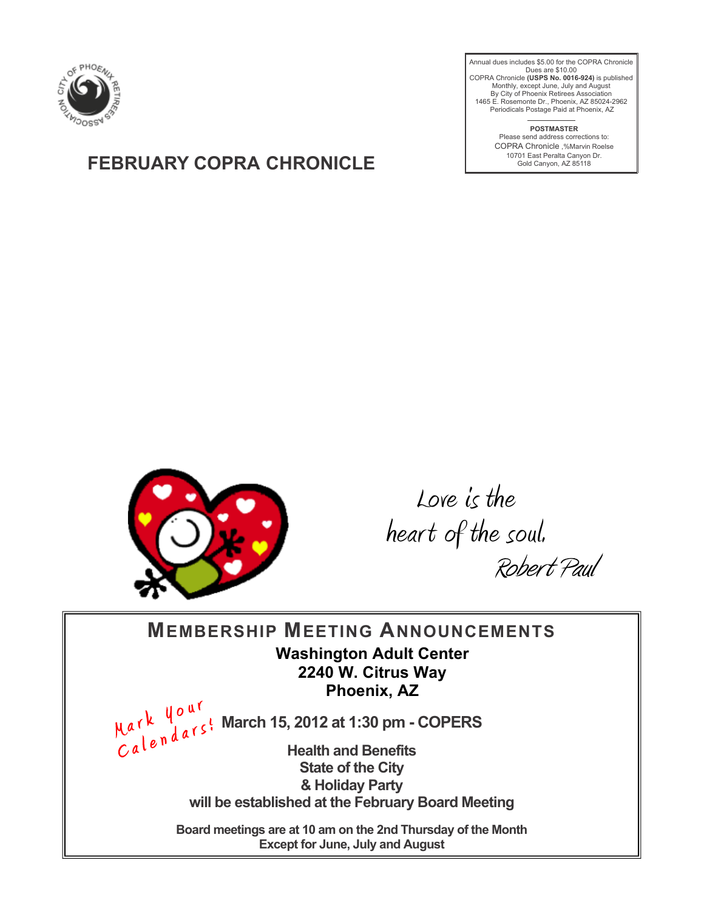Annual dues includes $5.00 for the COPRA Chronicle
Dues are $10.00
COPRA Chronicle **(USPS No. 0016-924)** is published
Monthly, except June, July and August
By City of Phoenix Retirees Association
1465 E. Rosemonte Dr., Phoenix, AZ 85024-2962
Periodicals Postage Paid at Phoenix, AZ

**POSTMASTER**
Please send address corrections to:
COPRA Chronicle ,%Marvin Roelse
10701 East Peralta Canyon Dr.
Gold Canyon, AZ 85118

# FEBRUARY COPRA CHRONICLE

*Love is the heart of the soul.*
*Robert Paul*

## MEMBERSHIP MEETING ANNOUNCEMENTS

**Washington Adult Center**
**2240 W. Citrus Way**
**Phoenix, AZ**

*Mark your Calendars!* **March 15, 2012 at 1:30 pm - COPERS**

**Health and Benefits**
**State of the City**
**& Holiday Party**
**will be established at the February Board Meeting**

**Board meetings are at 10 am on the 2nd Thursday of the Month**
**Except for June, July and August**